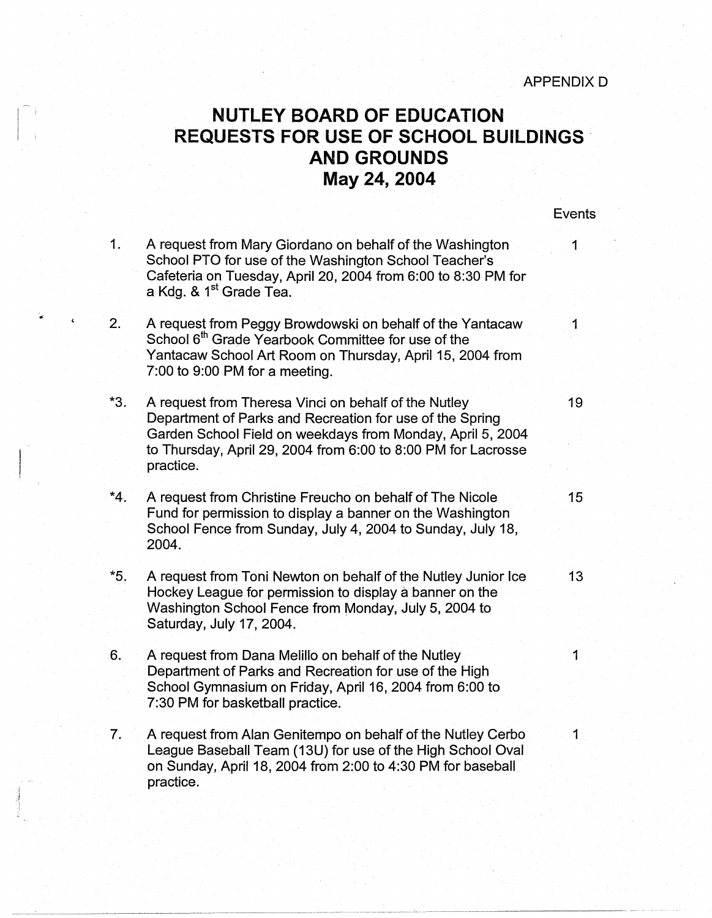APPENDIX D

# NUTLEY BOARD OF EDUCATION
# REQUESTS FOR USE OF SCHOOL BUILDINGS AND GROUNDS
# May 24, 2004

| | Request | Events |
|---|---|---|
| 1. | A request from Mary Giordano on behalf of the Washington School PTO for use of the Washington School Teacher's Cafeteria on Tuesday, April 20, 2004 from 6:00 to 8:30 PM for a Kdg. & 1st Grade Tea. | 1 |
| 2. | A request from Peggy Browdowski on behalf of the Yantacaw School 6th Grade Yearbook Committee for use of the Yantacaw School Art Room on Thursday, April 15, 2004 from 7:00 to 9:00 PM for a meeting. | 1 |
| *3. | A request from Theresa Vinci on behalf of the Nutley Department of Parks and Recreation for use of the Spring Garden School Field on weekdays from Monday, April 5, 2004 to Thursday, April 29, 2004 from 6:00 to 8:00 PM for Lacrosse practice. | 19 |
| *4. | A request from Christine Freucho on behalf of The Nicole Fund for permission to display a banner on the Washington School Fence from Sunday, July 4, 2004 to Sunday, July 18, 2004. | 15 |
| *5. | A request from Toni Newton on behalf of the Nutley Junior Ice Hockey League for permission to display a banner on the Washington School Fence from Monday, July 5, 2004 to Saturday, July 17, 2004. | 13 |
| 6. | A request from Dana Melillo on behalf of the Nutley Department of Parks and Recreation for use of the High School Gymnasium on Friday, April 16, 2004 from 6:00 to 7:30 PM for basketball practice. | 1 |
| 7. | A request from Alan Genitempo on behalf of the Nutley Cerbo League Baseball Team (13U) for use of the High School Oval on Sunday, April 18, 2004 from 2:00 to 4:30 PM for baseball practice. | 1 |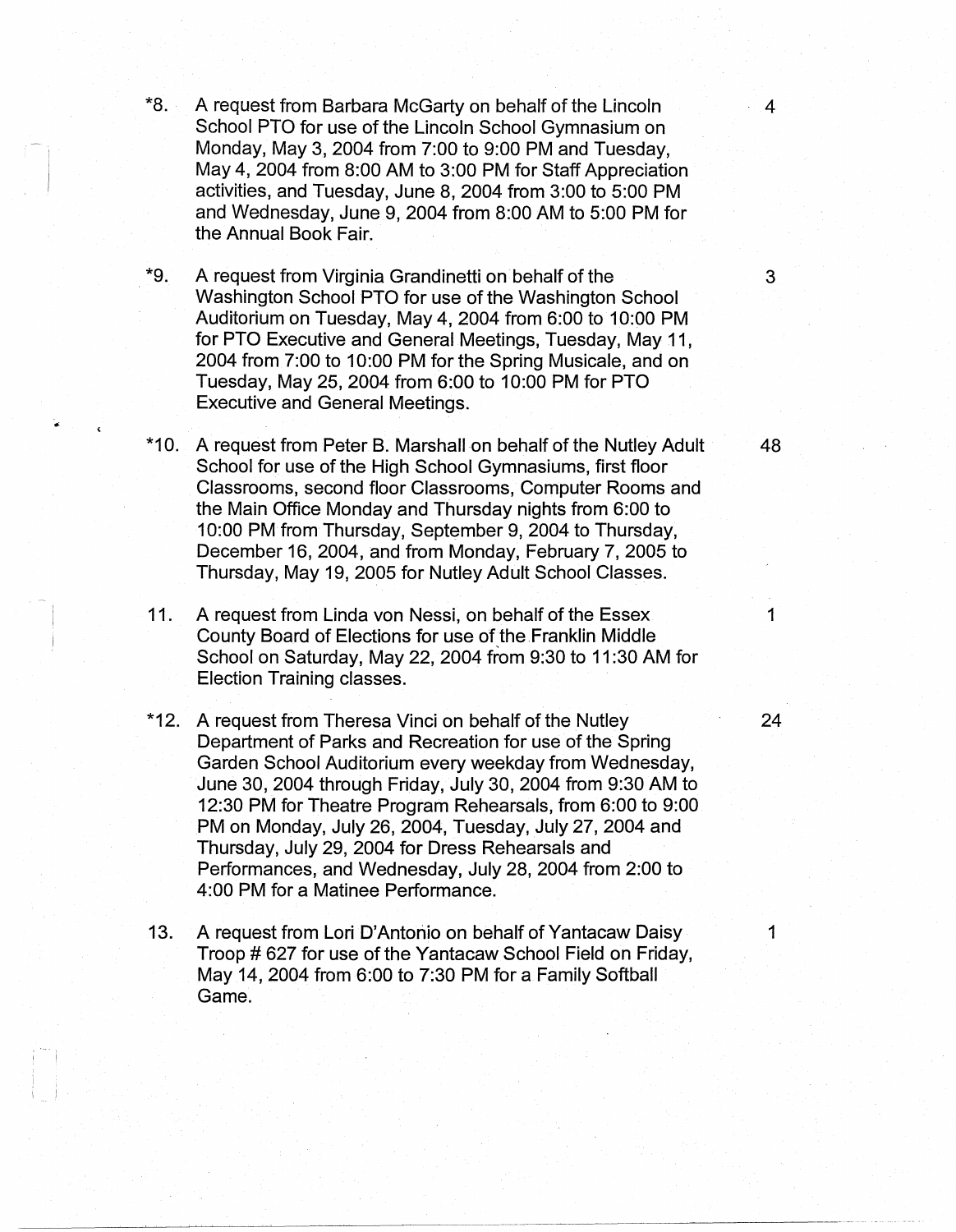*8. A request from Barbara McGarty on behalf of the Lincoln School PTO for use of the Lincoln School Gymnasium on Monday, May 3, 2004 from 7:00 to 9:00 PM and Tuesday, May 4, 2004 from 8:00 AM to 3:00 PM for Staff Appreciation activities, and Tuesday, June 8, 2004 from 3:00 to 5:00 PM and Wednesday, June 9, 2004 from 8:00 AM to 5:00 PM for the Annual Book Fair. — 4

*9. A request from Virginia Grandinetti on behalf of the Washington School PTO for use of the Washington School Auditorium on Tuesday, May 4, 2004 from 6:00 to 10:00 PM for PTO Executive and General Meetings, Tuesday, May 11, 2004 from 7:00 to 10:00 PM for the Spring Musicale, and on Tuesday, May 25, 2004 from 6:00 to 10:00 PM for PTO Executive and General Meetings. — 3

*10. A request from Peter B. Marshall on behalf of the Nutley Adult School for use of the High School Gymnasiums, first floor Classrooms, second floor Classrooms, Computer Rooms and the Main Office Monday and Thursday nights from 6:00 to 10:00 PM from Thursday, September 9, 2004 to Thursday, December 16, 2004, and from Monday, February 7, 2005 to Thursday, May 19, 2005 for Nutley Adult School Classes. — 48

11. A request from Linda von Nessi, on behalf of the Essex County Board of Elections for use of the Franklin Middle School on Saturday, May 22, 2004 from 9:30 to 11:30 AM for Election Training classes. — 1

*12. A request from Theresa Vinci on behalf of the Nutley Department of Parks and Recreation for use of the Spring Garden School Auditorium every weekday from Wednesday, June 30, 2004 through Friday, July 30, 2004 from 9:30 AM to 12:30 PM for Theatre Program Rehearsals, from 6:00 to 9:00 PM on Monday, July 26, 2004, Tuesday, July 27, 2004 and Thursday, July 29, 2004 for Dress Rehearsals and Performances, and Wednesday, July 28, 2004 from 2:00 to 4:00 PM for a Matinee Performance. — 24

13. A request from Lori D'Antonio on behalf of Yantacaw Daisy Troop # 627 for use of the Yantacaw School Field on Friday, May 14, 2004 from 6:00 to 7:30 PM for a Family Softball Game. — 1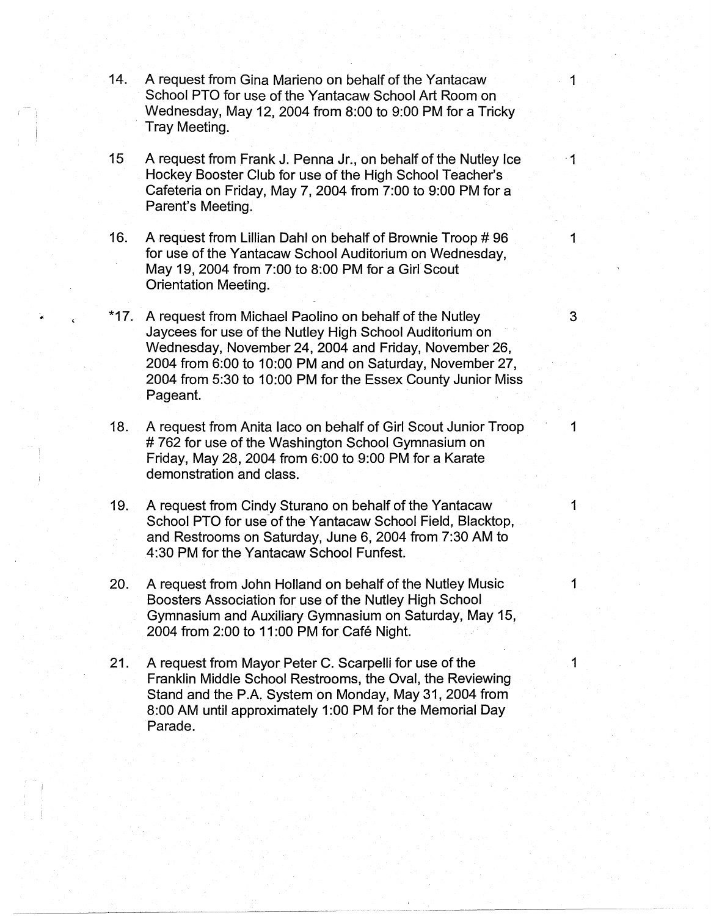14. A request from Gina Marieno on behalf of the Yantacaw School PTO for use of the Yantacaw School Art Room on Wednesday, May 12, 2004 from 8:00 to 9:00 PM for a Tricky Tray Meeting. 1

15 A request from Frank J. Penna Jr., on behalf of the Nutley Ice Hockey Booster Club for use of the High School Teacher's Cafeteria on Friday, May 7, 2004 from 7:00 to 9:00 PM for a Parent's Meeting. 1

16. A request from Lillian Dahl on behalf of Brownie Troop # 96 for use of the Yantacaw School Auditorium on Wednesday, May 19, 2004 from 7:00 to 8:00 PM for a Girl Scout Orientation Meeting. 1

*17. A request from Michael Paolino on behalf of the Nutley Jaycees for use of the Nutley High School Auditorium on Wednesday, November 24, 2004 and Friday, November 26, 2004 from 6:00 to 10:00 PM and on Saturday, November 27, 2004 from 5:30 to 10:00 PM for the Essex County Junior Miss Pageant. 3

18. A request from Anita Iaco on behalf of Girl Scout Junior Troop # 762 for use of the Washington School Gymnasium on Friday, May 28, 2004 from 6:00 to 9:00 PM for a Karate demonstration and class. 1

19. A request from Cindy Sturano on behalf of the Yantacaw School PTO for use of the Yantacaw School Field, Blacktop, and Restrooms on Saturday, June 6, 2004 from 7:30 AM to 4:30 PM for the Yantacaw School Funfest. 1

20. A request from John Holland on behalf of the Nutley Music Boosters Association for use of the Nutley High School Gymnasium and Auxiliary Gymnasium on Saturday, May 15, 2004 from 2:00 to 11:00 PM for Café Night. 1

21. A request from Mayor Peter C. Scarpelli for use of the Franklin Middle School Restrooms, the Oval, the Reviewing Stand and the P.A. System on Monday, May 31, 2004 from 8:00 AM until approximately 1:00 PM for the Memorial Day Parade. 1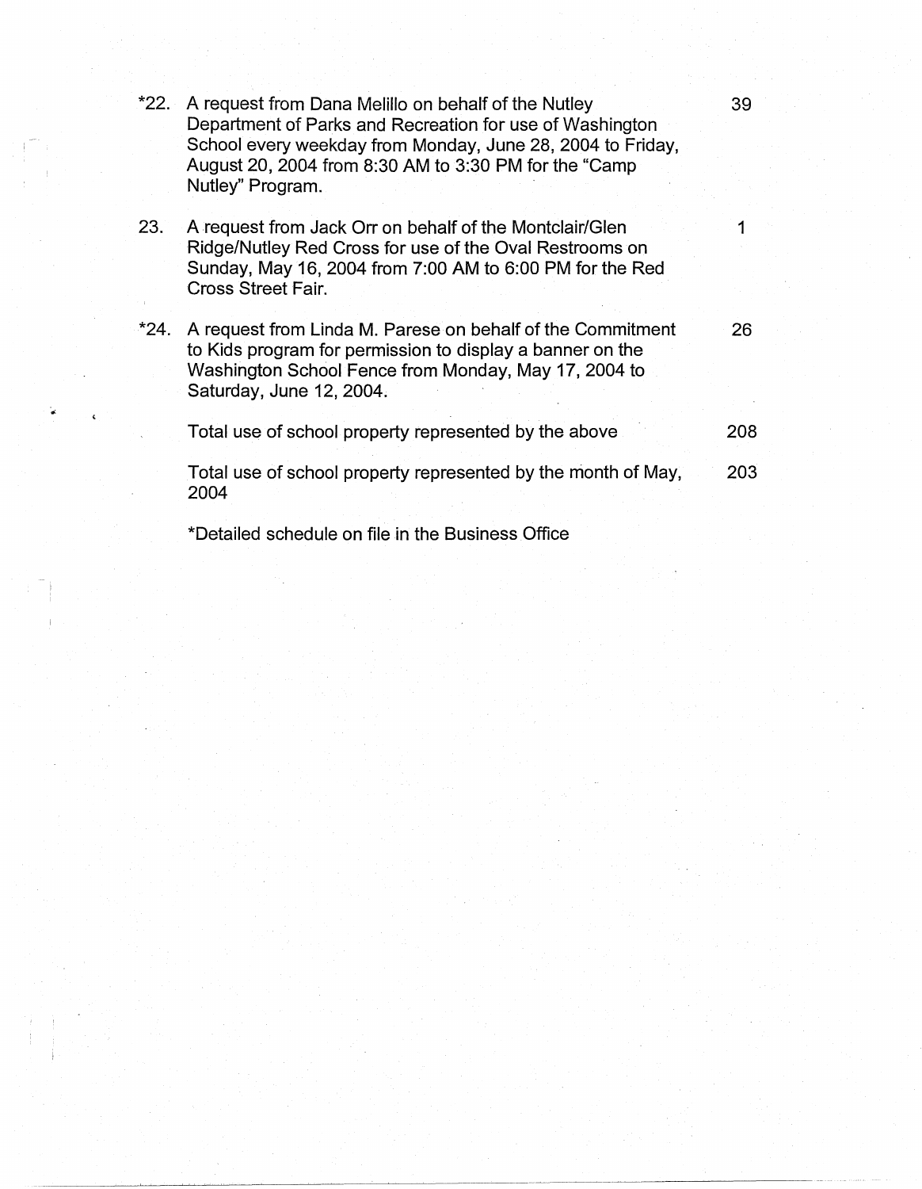| | | |
|---|---|---|
| *22. | A request from Dana Melillo on behalf of the Nutley Department of Parks and Recreation for use of Washington School every weekday from Monday, June 28, 2004 to Friday, August 20, 2004 from 8:30 AM to 3:30 PM for the "Camp Nutley" Program. | 39 |
| 23. | A request from Jack Orr on behalf of the Montclair/Glen Ridge/Nutley Red Cross for use of the Oval Restrooms on Sunday, May 16, 2004 from 7:00 AM to 6:00 PM for the Red Cross Street Fair. | 1 |
| *24. | A request from Linda M. Parese on behalf of the Commitment to Kids program for permission to display a banner on the Washington School Fence from Monday, May 17, 2004 to Saturday, June 12, 2004. | 26 |
| | Total use of school property represented by the above | 208 |
| | Total use of school property represented by the month of May, 2004 | 203 |

*Detailed schedule on file in the Business Office